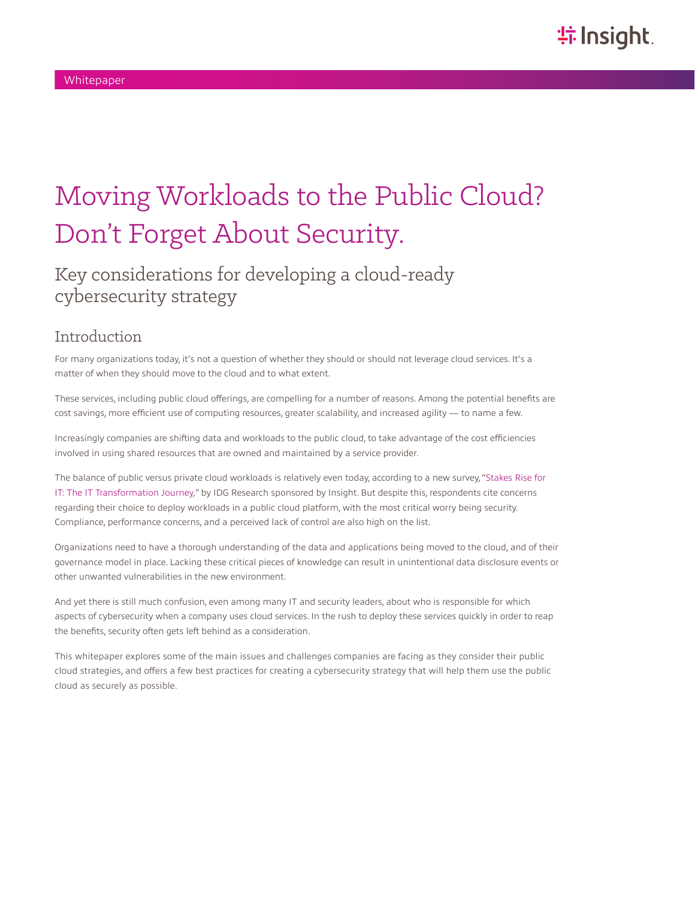Whitepaper

# Moving Workloads to the Public Cloud? Don't Forget About Security.

## Key considerations for developing a cloud-ready cybersecurity strategy

## Introduction

For many organizations today, it's not a question of whether they should or should not leverage cloud services. It's a matter of when they should move to the cloud and to what extent.

These services, including public cloud offerings, are compelling for a number of reasons. Among the potential benefits are cost savings, more efficient use of computing resources, greater scalability, and increased agility — to name a few.

Increasingly companies are shifting data and workloads to the public cloud, to take advantage of the cost efficiencies involved in using shared resources that are owned and maintained by a service provider.

The balance of public versus private cloud workloads is relatively even today, according to a new survey, "Stakes Rise for IT: The IT Transformation Journey," by IDG Research sponsored by Insight. But despite this, respondents cite concerns regarding their choice to deploy workloads in a public cloud platform, with the most critical worry being security. Compliance, performance concerns, and a perceived lack of control are also high on the list.

Organizations need to have a thorough understanding of the data and applications being moved to the cloud, and of their governance model in place. Lacking these critical pieces of knowledge can result in unintentional data disclosure events or other unwanted vulnerabilities in the new environment.

And yet there is still much confusion, even among many IT and security leaders, about who is responsible for which aspects of cybersecurity when a company uses cloud services. In the rush to deploy these services quickly in order to reap the benefits, security often gets left behind as a consideration.

This whitepaper explores some of the main issues and challenges companies are facing as they consider their public cloud strategies, and offers a few best practices for creating a cybersecurity strategy that will help them use the public cloud as securely as possible.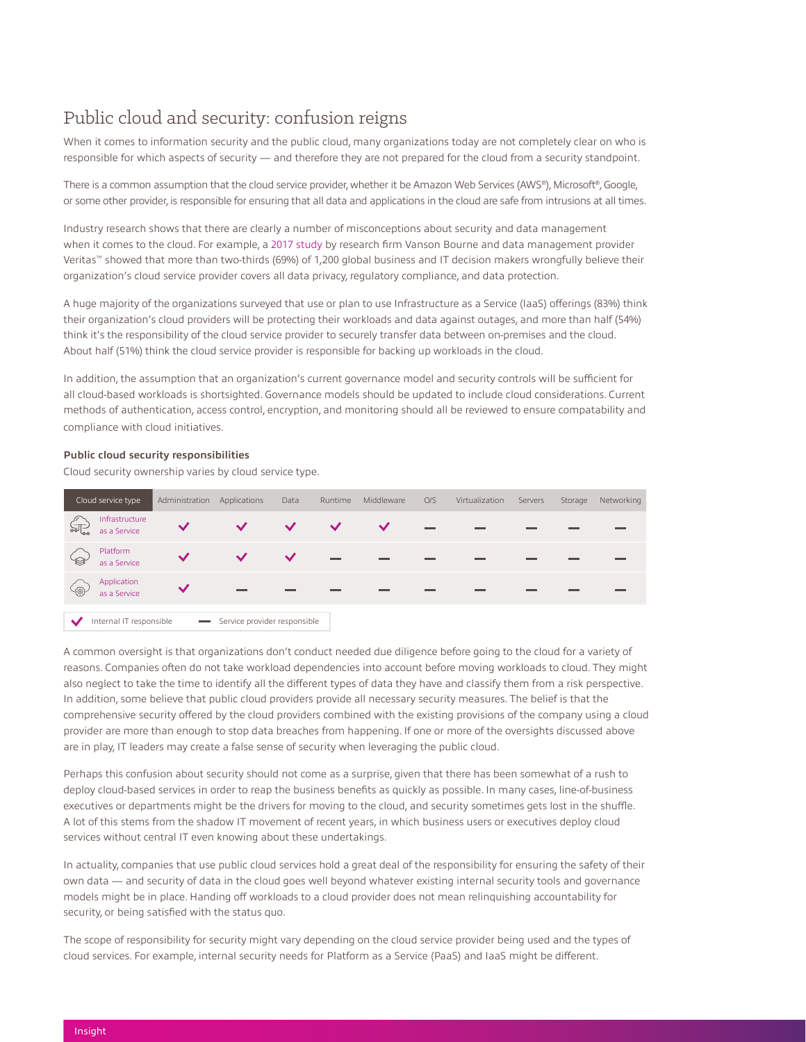# Public cloud and security: confusion reigns

When it comes to information security and the public cloud, many organizations today are not completely clear on who is responsible for which aspects of security — and therefore they are not prepared for the cloud from a security standpoint.

There is a common assumption that the cloud service provider, whether it be Amazon Web Services (AWS®), Microsoft®, Google, or some other provider, is responsible for ensuring that all data and applications in the cloud are safe from intrusions at all times.

Industry research shows that there are clearly a number of misconceptions about security and data management when it comes to the cloud. For example, a 2017 study by research firm Vanson Bourne and data management provider Veritas™ showed that more than two-thirds (69%) of 1,200 global business and IT decision makers wrongfully believe their organization's cloud service provider covers all data privacy, regulatory compliance, and data protection.

A huge majority of the organizations surveyed that use or plan to use Infrastructure as a Service (IaaS) offerings (83%) think their organization's cloud providers will be protecting their workloads and data against outages, and more than half (54%) think it's the responsibility of the cloud service provider to securely transfer data between on-premises and the cloud. About half (51%) think the cloud service provider is responsible for backing up workloads in the cloud.

In addition, the assumption that an organization's current governance model and security controls will be sufficient for all cloud-based workloads is shortsighted. Governance models should be updated to include cloud considerations. Current methods of authentication, access control, encryption, and monitoring should all be reviewed to ensure compatability and compliance with cloud initiatives.

**Public cloud security responsibilities**

Cloud security ownership varies by cloud service type.

| Cloud service type | Administration | Applications | Data | Runtime | Middleware | O/S | Virtualization | Servers | Storage | Networking |
|---|---|---|---|---|---|---|---|---|---|---|
| Infrastructure as a Service | ✓ | ✓ | ✓ | ✓ | ✓ | — | — | — | — | — |
| Platform as a Service | ✓ | ✓ | ✓ | — | — | — | — | — | — | — |
| Application as a Service | ✓ | — | — | — | — | — | — | — | — | — |

✓ Internal IT responsible — Service provider responsible

A common oversight is that organizations don't conduct needed due diligence before going to the cloud for a variety of reasons. Companies often do not take workload dependencies into account before moving workloads to cloud. They might also neglect to take the time to identify all the different types of data they have and classify them from a risk perspective. In addition, some believe that public cloud providers provide all necessary security measures. The belief is that the comprehensive security offered by the cloud providers combined with the existing provisions of the company using a cloud provider are more than enough to stop data breaches from happening. If one or more of the oversights discussed above are in play, IT leaders may create a false sense of security when leveraging the public cloud.

Perhaps this confusion about security should not come as a surprise, given that there has been somewhat of a rush to deploy cloud-based services in order to reap the business benefits as quickly as possible. In many cases, line-of-business executives or departments might be the drivers for moving to the cloud, and security sometimes gets lost in the shuffle. A lot of this stems from the shadow IT movement of recent years, in which business users or executives deploy cloud services without central IT even knowing about these undertakings.

In actuality, companies that use public cloud services hold a great deal of the responsibility for ensuring the safety of their own data — and security of data in the cloud goes well beyond whatever existing internal security tools and governance models might be in place. Handing off workloads to a cloud provider does not mean relinquishing accountability for security, or being satisfied with the status quo.

The scope of responsibility for security might vary depending on the cloud service provider being used and the types of cloud services. For example, internal security needs for Platform as a Service (PaaS) and IaaS might be different.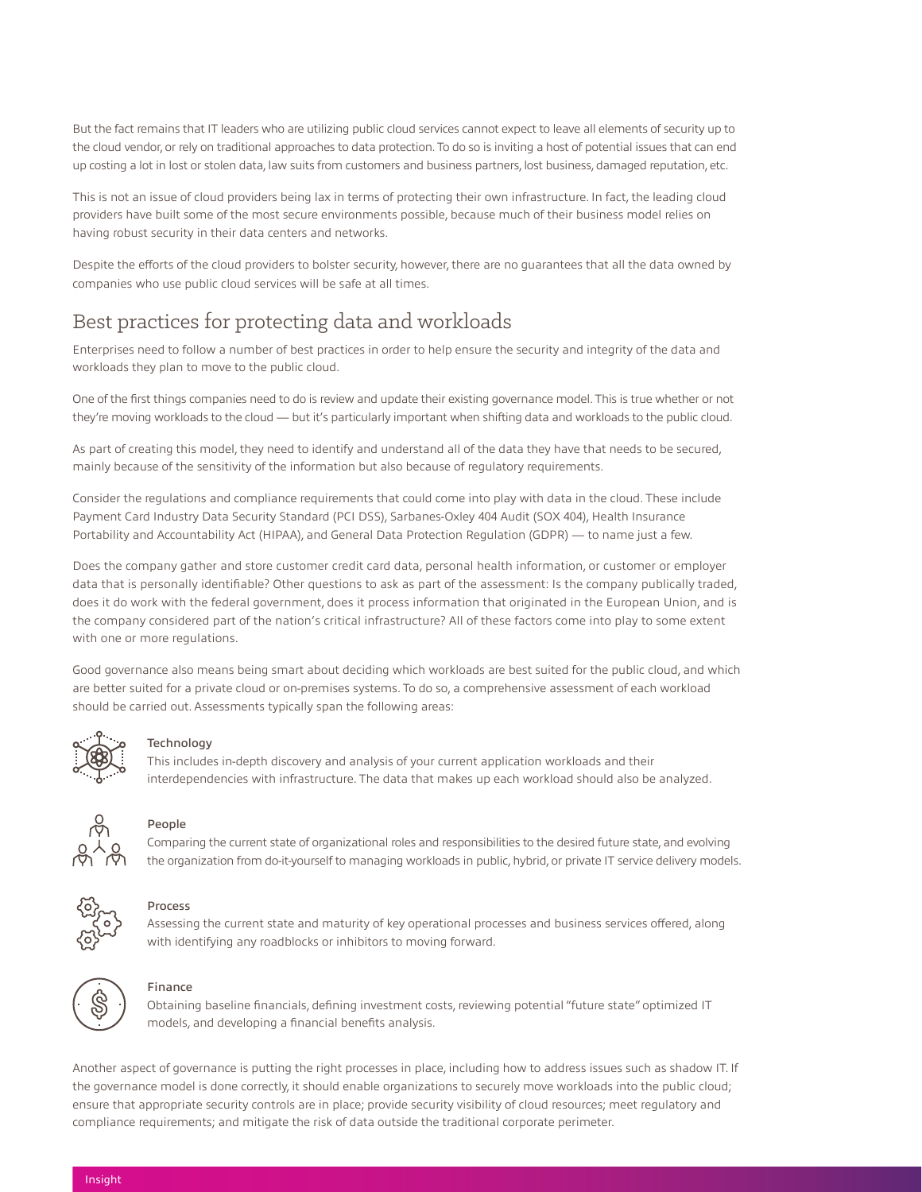But the fact remains that IT leaders who are utilizing public cloud services cannot expect to leave all elements of security up to the cloud vendor, or rely on traditional approaches to data protection. To do so is inviting a host of potential issues that can end up costing a lot in lost or stolen data, law suits from customers and business partners, lost business, damaged reputation, etc.

This is not an issue of cloud providers being lax in terms of protecting their own infrastructure. In fact, the leading cloud providers have built some of the most secure environments possible, because much of their business model relies on having robust security in their data centers and networks.

Despite the efforts of the cloud providers to bolster security, however, there are no guarantees that all the data owned by companies who use public cloud services will be safe at all times.

## Best practices for protecting data and workloads

Enterprises need to follow a number of best practices in order to help ensure the security and integrity of the data and workloads they plan to move to the public cloud.

One of the first things companies need to do is review and update their existing governance model. This is true whether or not they're moving workloads to the cloud — but it's particularly important when shifting data and workloads to the public cloud.

As part of creating this model, they need to identify and understand all of the data they have that needs to be secured, mainly because of the sensitivity of the information but also because of regulatory requirements.

Consider the regulations and compliance requirements that could come into play with data in the cloud. These include Payment Card Industry Data Security Standard (PCI DSS), Sarbanes-Oxley 404 Audit (SOX 404), Health Insurance Portability and Accountability Act (HIPAA), and General Data Protection Regulation (GDPR) — to name just a few.

Does the company gather and store customer credit card data, personal health information, or customer or employer data that is personally identifiable? Other questions to ask as part of the assessment: Is the company publically traded, does it do work with the federal government, does it process information that originated in the European Union, and is the company considered part of the nation's critical infrastructure? All of these factors come into play to some extent with one or more regulations.

Good governance also means being smart about deciding which workloads are best suited for the public cloud, and which are better suited for a private cloud or on-premises systems. To do so, a comprehensive assessment of each workload should be carried out. Assessments typically span the following areas:

**Technology**
This includes in-depth discovery and analysis of your current application workloads and their interdependencies with infrastructure. The data that makes up each workload should also be analyzed.

**People**
Comparing the current state of organizational roles and responsibilities to the desired future state, and evolving the organization from do-it-yourself to managing workloads in public, hybrid, or private IT service delivery models.

**Process**
Assessing the current state and maturity of key operational processes and business services offered, along with identifying any roadblocks or inhibitors to moving forward.

**Finance**
Obtaining baseline financials, defining investment costs, reviewing potential "future state" optimized IT models, and developing a financial benefits analysis.

Another aspect of governance is putting the right processes in place, including how to address issues such as shadow IT. If the governance model is done correctly, it should enable organizations to securely move workloads into the public cloud; ensure that appropriate security controls are in place; provide security visibility of cloud resources; meet regulatory and compliance requirements; and mitigate the risk of data outside the traditional corporate perimeter.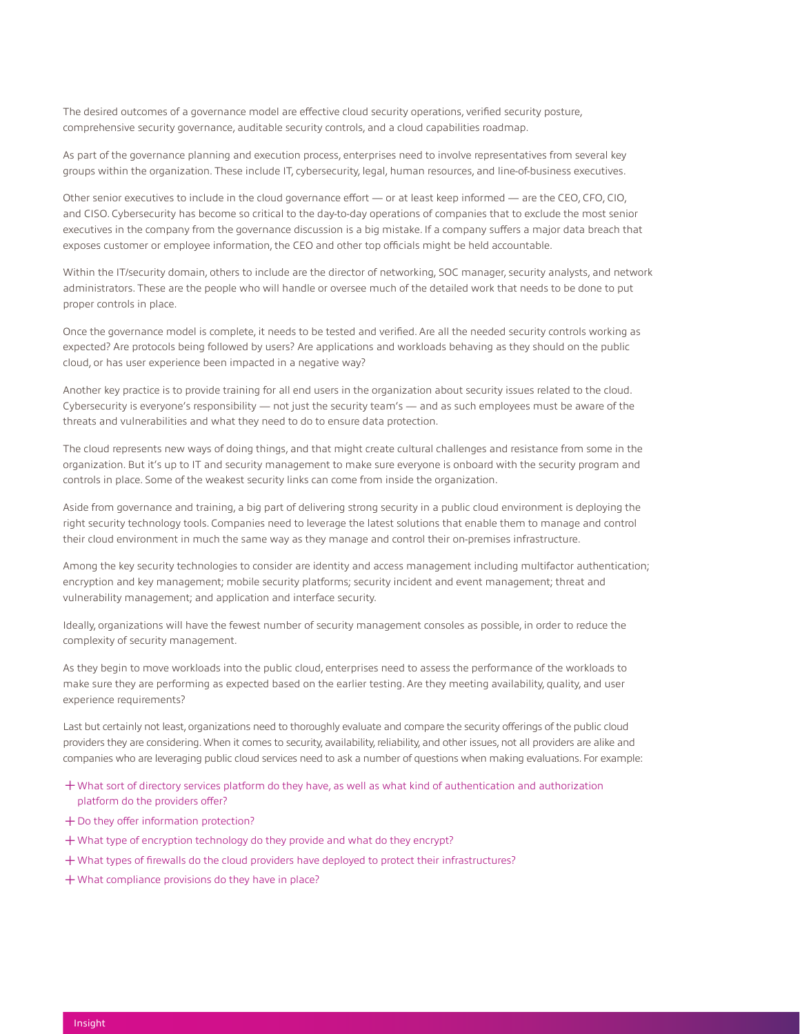The desired outcomes of a governance model are effective cloud security operations, verified security posture, comprehensive security governance, auditable security controls, and a cloud capabilities roadmap.

As part of the governance planning and execution process, enterprises need to involve representatives from several key groups within the organization. These include IT, cybersecurity, legal, human resources, and line-of-business executives.

Other senior executives to include in the cloud governance effort — or at least keep informed — are the CEO, CFO, CIO, and CISO. Cybersecurity has become so critical to the day-to-day operations of companies that to exclude the most senior executives in the company from the governance discussion is a big mistake. If a company suffers a major data breach that exposes customer or employee information, the CEO and other top officials might be held accountable.

Within the IT/security domain, others to include are the director of networking, SOC manager, security analysts, and network administrators. These are the people who will handle or oversee much of the detailed work that needs to be done to put proper controls in place.

Once the governance model is complete, it needs to be tested and verified. Are all the needed security controls working as expected? Are protocols being followed by users? Are applications and workloads behaving as they should on the public cloud, or has user experience been impacted in a negative way?

Another key practice is to provide training for all end users in the organization about security issues related to the cloud. Cybersecurity is everyone's responsibility — not just the security team's — and as such employees must be aware of the threats and vulnerabilities and what they need to do to ensure data protection.

The cloud represents new ways of doing things, and that might create cultural challenges and resistance from some in the organization. But it's up to IT and security management to make sure everyone is onboard with the security program and controls in place. Some of the weakest security links can come from inside the organization.

Aside from governance and training, a big part of delivering strong security in a public cloud environment is deploying the right security technology tools. Companies need to leverage the latest solutions that enable them to manage and control their cloud environment in much the same way as they manage and control their on-premises infrastructure.

Among the key security technologies to consider are identity and access management including multifactor authentication; encryption and key management; mobile security platforms; security incident and event management; threat and vulnerability management; and application and interface security.

Ideally, organizations will have the fewest number of security management consoles as possible, in order to reduce the complexity of security management.

As they begin to move workloads into the public cloud, enterprises need to assess the performance of the workloads to make sure they are performing as expected based on the earlier testing. Are they meeting availability, quality, and user experience requirements?

Last but certainly not least, organizations need to thoroughly evaluate and compare the security offerings of the public cloud providers they are considering. When it comes to security, availability, reliability, and other issues, not all providers are alike and companies who are leveraging public cloud services need to ask a number of questions when making evaluations. For example:

+ What sort of directory services platform do they have, as well as what kind of authentication and authorization platform do the providers offer?
+ Do they offer information protection?
+ What type of encryption technology do they provide and what do they encrypt?
+ What types of firewalls do the cloud providers have deployed to protect their infrastructures?
+ What compliance provisions do they have in place?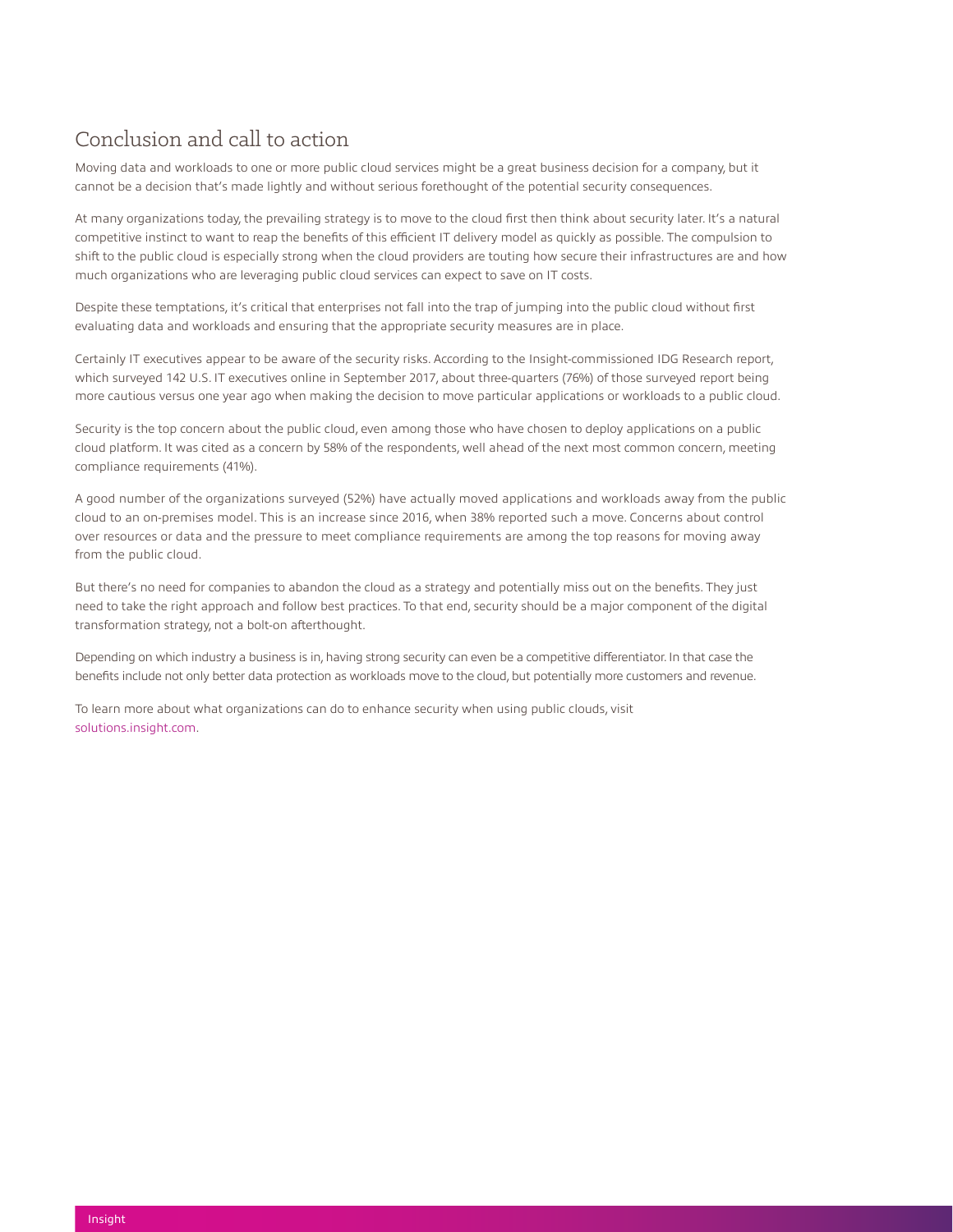## Conclusion and call to action

Moving data and workloads to one or more public cloud services might be a great business decision for a company, but it cannot be a decision that's made lightly and without serious forethought of the potential security consequences.

At many organizations today, the prevailing strategy is to move to the cloud first then think about security later. It's a natural competitive instinct to want to reap the benefits of this efficient IT delivery model as quickly as possible. The compulsion to shift to the public cloud is especially strong when the cloud providers are touting how secure their infrastructures are and how much organizations who are leveraging public cloud services can expect to save on IT costs.

Despite these temptations, it's critical that enterprises not fall into the trap of jumping into the public cloud without first evaluating data and workloads and ensuring that the appropriate security measures are in place.

Certainly IT executives appear to be aware of the security risks. According to the Insight-commissioned IDG Research report, which surveyed 142 U.S. IT executives online in September 2017, about three-quarters (76%) of those surveyed report being more cautious versus one year ago when making the decision to move particular applications or workloads to a public cloud.

Security is the top concern about the public cloud, even among those who have chosen to deploy applications on a public cloud platform. It was cited as a concern by 58% of the respondents, well ahead of the next most common concern, meeting compliance requirements (41%).

A good number of the organizations surveyed (52%) have actually moved applications and workloads away from the public cloud to an on-premises model. This is an increase since 2016, when 38% reported such a move. Concerns about control over resources or data and the pressure to meet compliance requirements are among the top reasons for moving away from the public cloud.

But there's no need for companies to abandon the cloud as a strategy and potentially miss out on the benefits. They just need to take the right approach and follow best practices. To that end, security should be a major component of the digital transformation strategy, not a bolt-on afterthought.

Depending on which industry a business is in, having strong security can even be a competitive differentiator. In that case the benefits include not only better data protection as workloads move to the cloud, but potentially more customers and revenue.

To learn more about what organizations can do to enhance security when using public clouds, visit solutions.insight.com.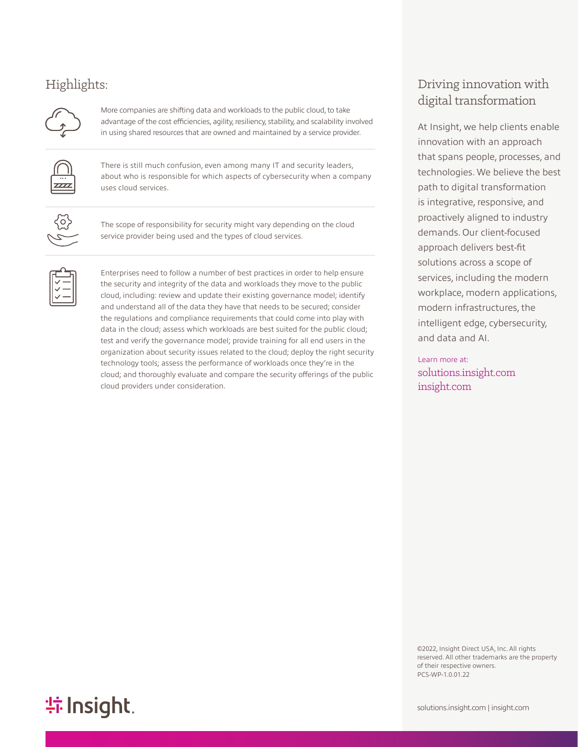## Highlights:

More companies are shifting data and workloads to the public cloud, to take advantage of the cost efficiencies, agility, resiliency, stability, and scalability involved in using shared resources that are owned and maintained by a service provider.

There is still much confusion, even among many IT and security leaders, about who is responsible for which aspects of cybersecurity when a company uses cloud services.

The scope of responsibility for security might vary depending on the cloud service provider being used and the types of cloud services.

Enterprises need to follow a number of best practices in order to help ensure the security and integrity of the data and workloads they move to the public cloud, including: review and update their existing governance model; identify and understand all of the data they have that needs to be secured; consider the regulations and compliance requirements that could come into play with data in the cloud; assess which workloads are best suited for the public cloud; test and verify the governance model; provide training for all end users in the organization about security issues related to the cloud; deploy the right security technology tools; assess the performance of workloads once they're in the cloud; and thoroughly evaluate and compare the security offerings of the public cloud providers under consideration.

## Driving innovation with digital transformation

At Insight, we help clients enable innovation with an approach that spans people, processes, and technologies. We believe the best path to digital transformation is integrative, responsive, and proactively aligned to industry demands. Our client-focused approach delivers best-fit solutions across a scope of services, including the modern workplace, modern applications, modern infrastructures, the intelligent edge, cybersecurity, and data and AI.

Learn more at:
solutions.insight.com
insight.com

©2022, Insight Direct USA, Inc. All rights reserved. All other trademarks are the property of their respective owners.
PCS-WP-1.0.01.22

Insight.

solutions.insight.com | insight.com